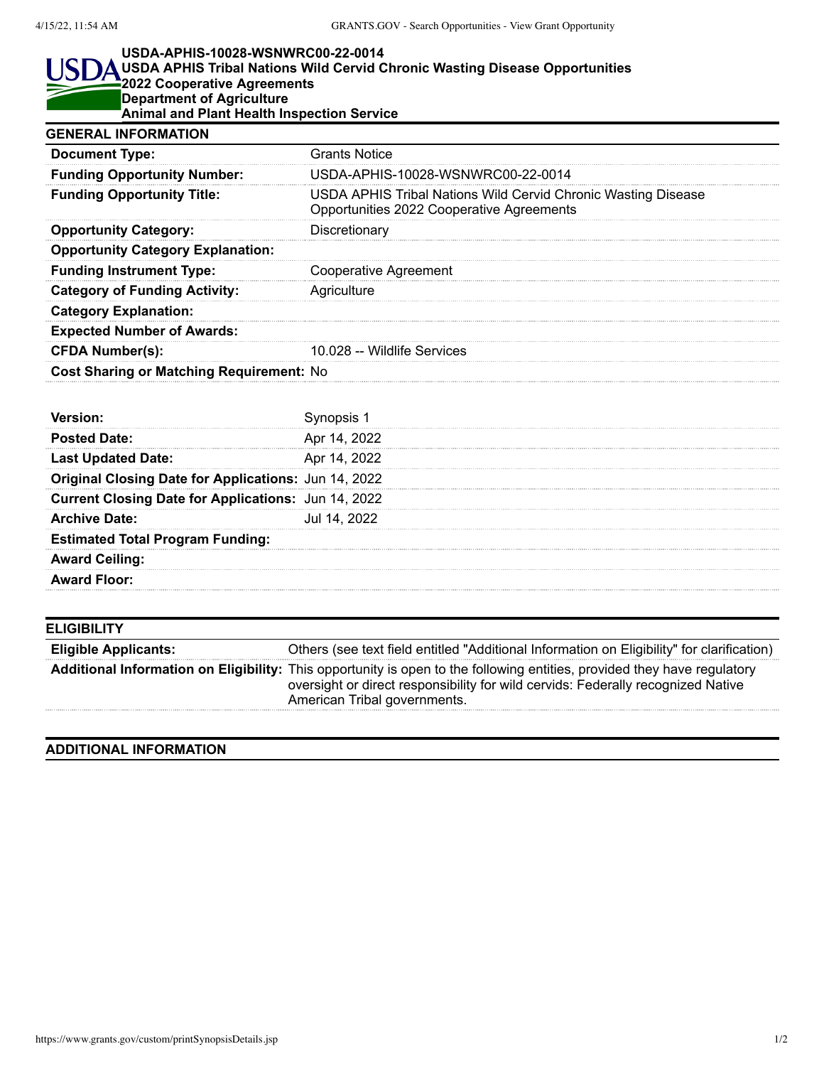**USDA-APHIS-10028-WSNWRC00-22-0014**
**USDA APHIS Tribal Nations Wild Cervid Chronic Wasting Disease Opportunities 2022 Cooperative Agreements**
**Department of Agriculture**
**Animal and Plant Health Inspection Service**

## GENERAL INFORMATION

| | |
|---|---|
| **Document Type:** | Grants Notice |
| **Funding Opportunity Number:** | USDA-APHIS-10028-WSNWRC00-22-0014 |
| **Funding Opportunity Title:** | USDA APHIS Tribal Nations Wild Cervid Chronic Wasting Disease Opportunities 2022 Cooperative Agreements |
| **Opportunity Category:** | Discretionary |
| **Opportunity Category Explanation:** | |
| **Funding Instrument Type:** | Cooperative Agreement |
| **Category of Funding Activity:** | Agriculture |
| **Category Explanation:** | |
| **Expected Number of Awards:** | |
| **CFDA Number(s):** | 10.028 -- Wildlife Services |
| **Cost Sharing or Matching Requirement:** | No |

| | |
|---|---|
| **Version:** | Synopsis 1 |
| **Posted Date:** | Apr 14, 2022 |
| **Last Updated Date:** | Apr 14, 2022 |
| **Original Closing Date for Applications:** | Jun 14, 2022 |
| **Current Closing Date for Applications:** | Jun 14, 2022 |
| **Archive Date:** | Jul 14, 2022 |
| **Estimated Total Program Funding:** | |
| **Award Ceiling:** | |
| **Award Floor:** | |

## ELIGIBILITY

| | |
|---|---|
| **Eligible Applicants:** | Others (see text field entitled "Additional Information on Eligibility" for clarification) |
| **Additional Information on Eligibility:** | This opportunity is open to the following entities, provided they have regulatory oversight or direct responsibility for wild cervids: Federally recognized Native American Tribal governments. |

## ADDITIONAL INFORMATION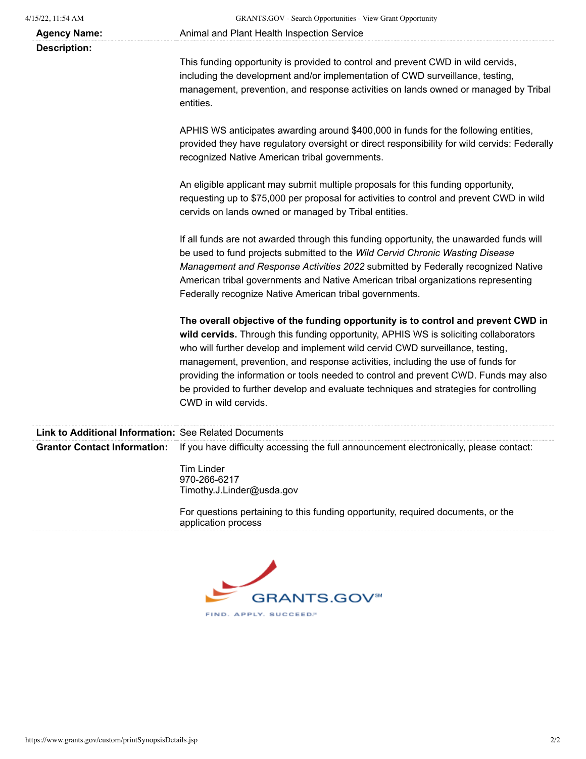**Agency Name:** Animal and Plant Health Inspection Service

**Description:**

This funding opportunity is provided to control and prevent CWD in wild cervids, including the development and/or implementation of CWD surveillance, testing, management, prevention, and response activities on lands owned or managed by Tribal entities.

APHIS WS anticipates awarding around $400,000 in funds for the following entities, provided they have regulatory oversight or direct responsibility for wild cervids: Federally recognized Native American tribal governments.

An eligible applicant may submit multiple proposals for this funding opportunity, requesting up to $75,000 per proposal for activities to control and prevent CWD in wild cervids on lands owned or managed by Tribal entities.

If all funds are not awarded through this funding opportunity, the unawarded funds will be used to fund projects submitted to the *Wild Cervid Chronic Wasting Disease Management and Response Activities 2022* submitted by Federally recognized Native American tribal governments and Native American tribal organizations representing Federally recognize Native American tribal governments.

**The overall objective of the funding opportunity is to control and prevent CWD in wild cervids.** Through this funding opportunity, APHIS WS is soliciting collaborators who will further develop and implement wild cervid CWD surveillance, testing, management, prevention, and response activities, including the use of funds for providing the information or tools needed to control and prevent CWD. Funds may also be provided to further develop and evaluate techniques and strategies for controlling CWD in wild cervids.

**Link to Additional Information:** See Related Documents

**Grantor Contact Information:** If you have difficulty accessing the full announcement electronically, please contact:

Tim Linder
970-266-6217
Timothy.J.Linder@usda.gov

For questions pertaining to this funding opportunity, required documents, or the application process

GRANTS.GOV℠

FIND. APPLY. SUCCEED.℠